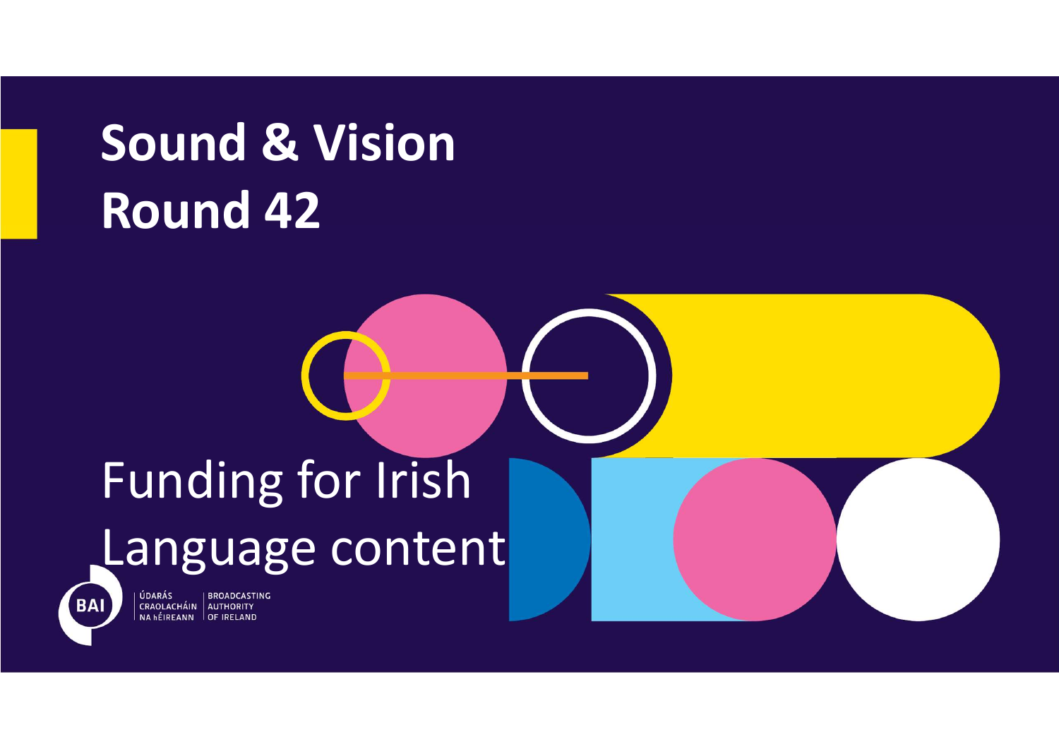# Sound & Vision Round 42

## Funding for Irish Language content

ÚDARÁS CRAOLACHÁIN NA hÉIREANN | BROADCASTING AUTHORITY OF IRELAND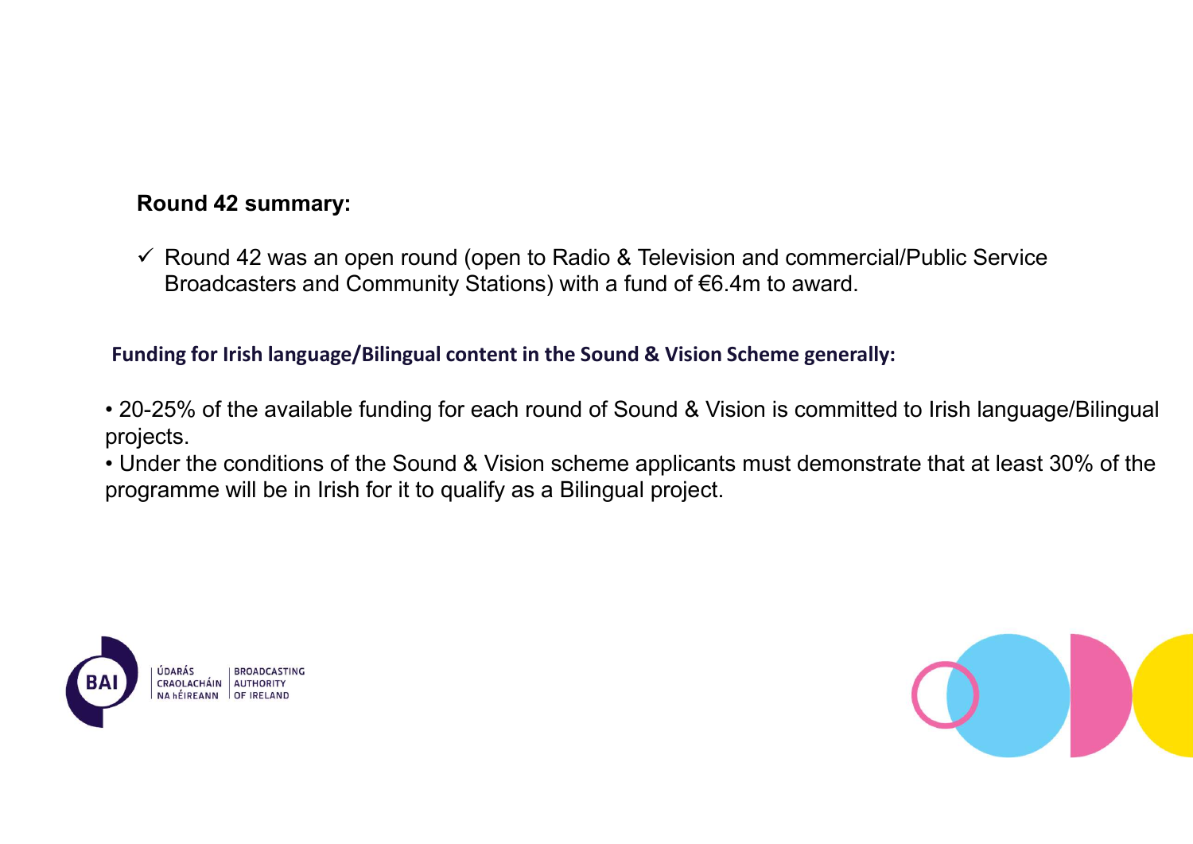**Round 42 summary:**

- ✓ Round 42 was an open round (open to Radio & Television and commercial/Public Service Broadcasters and Community Stations) with a fund of €6.4m to award.

**Funding for Irish language/Bilingual content in the Sound & Vision Scheme generally:**

- 20-25% of the available funding for each round of Sound & Vision is committed to Irish language/Bilingual projects.
- Under the conditions of the Sound & Vision scheme applicants must demonstrate that at least 30% of the programme will be in Irish for it to qualify as a Bilingual project.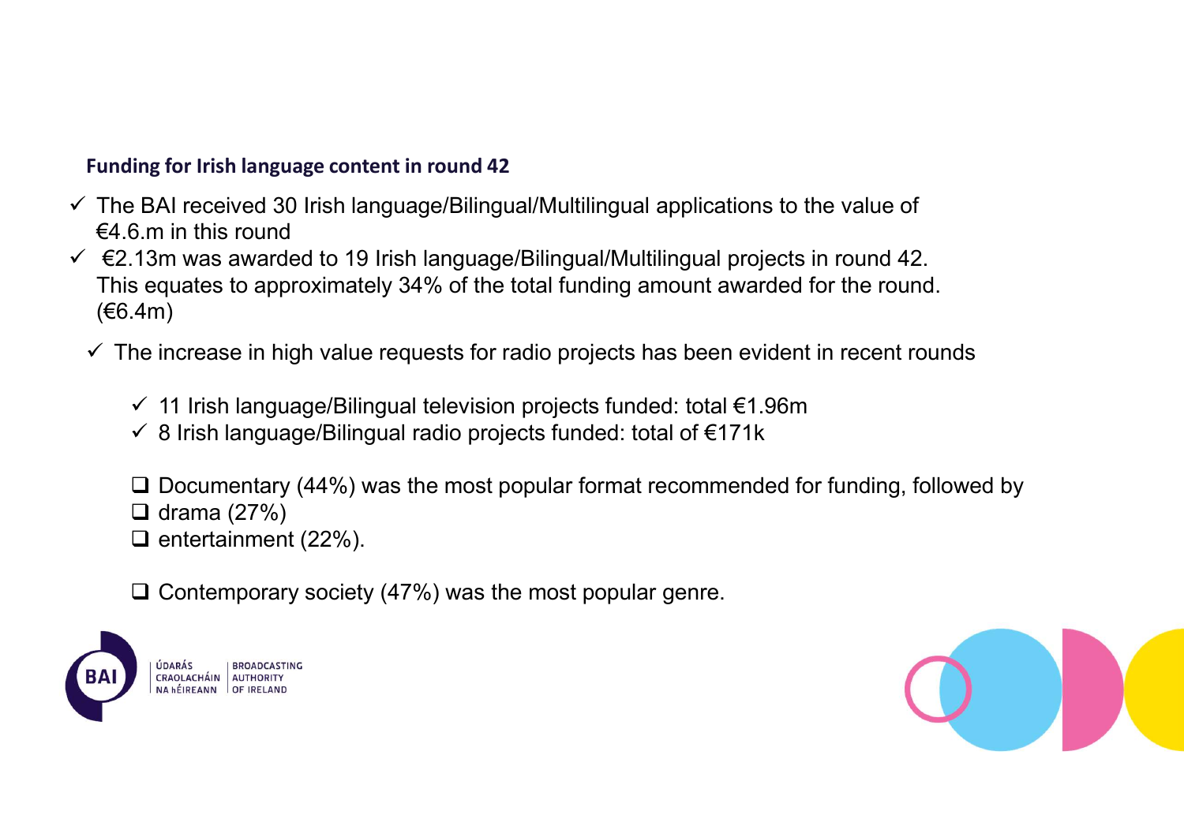**Funding for Irish language content in round 42**

- ✓ The BAI received 30 Irish language/Bilingual/Multilingual applications to the value of €4.6.m in this round
- ✓ €2.13m was awarded to 19 Irish language/Bilingual/Multilingual projects in round 42. This equates to approximately 34% of the total funding amount awarded for the round. (€6.4m)
  - ✓ The increase in high value requests for radio projects has been evident in recent rounds
    - ✓ 11 Irish language/Bilingual television projects funded: total €1.96m
    - ✓ 8 Irish language/Bilingual radio projects funded: total of €171k

- ❑ Documentary (44%) was the most popular format recommended for funding, followed by
- ❑ drama (27%)
- ❑ entertainment (22%).

- ❑ Contemporary society (47%) was the most popular genre.

ÚDARÁS CRAOLACHÁIN NA hÉIREANN | BROADCASTING AUTHORITY OF IRELAND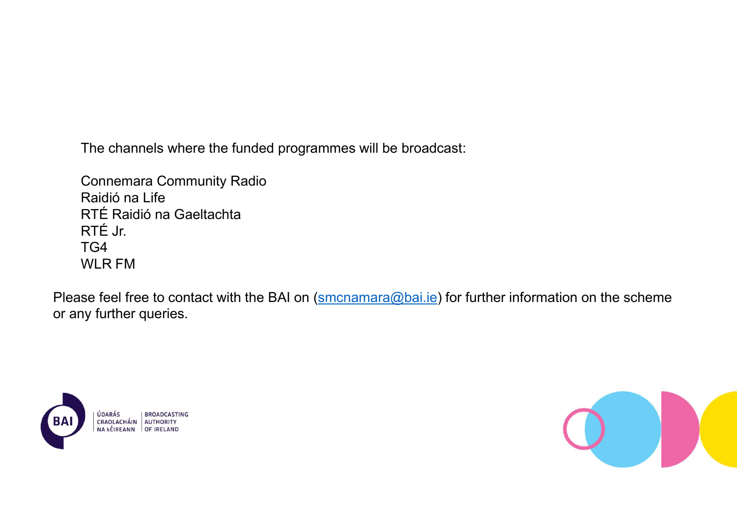The channels where the funded programmes will be broadcast:

Connemara Community Radio
Raidió na Life
RTÉ Raidió na Gaeltachta
RTÉ Jr.
TG4
WLR FM

Please feel free to contact with the BAI on (smcnamara@bai.ie) for further information on the scheme or any further queries.